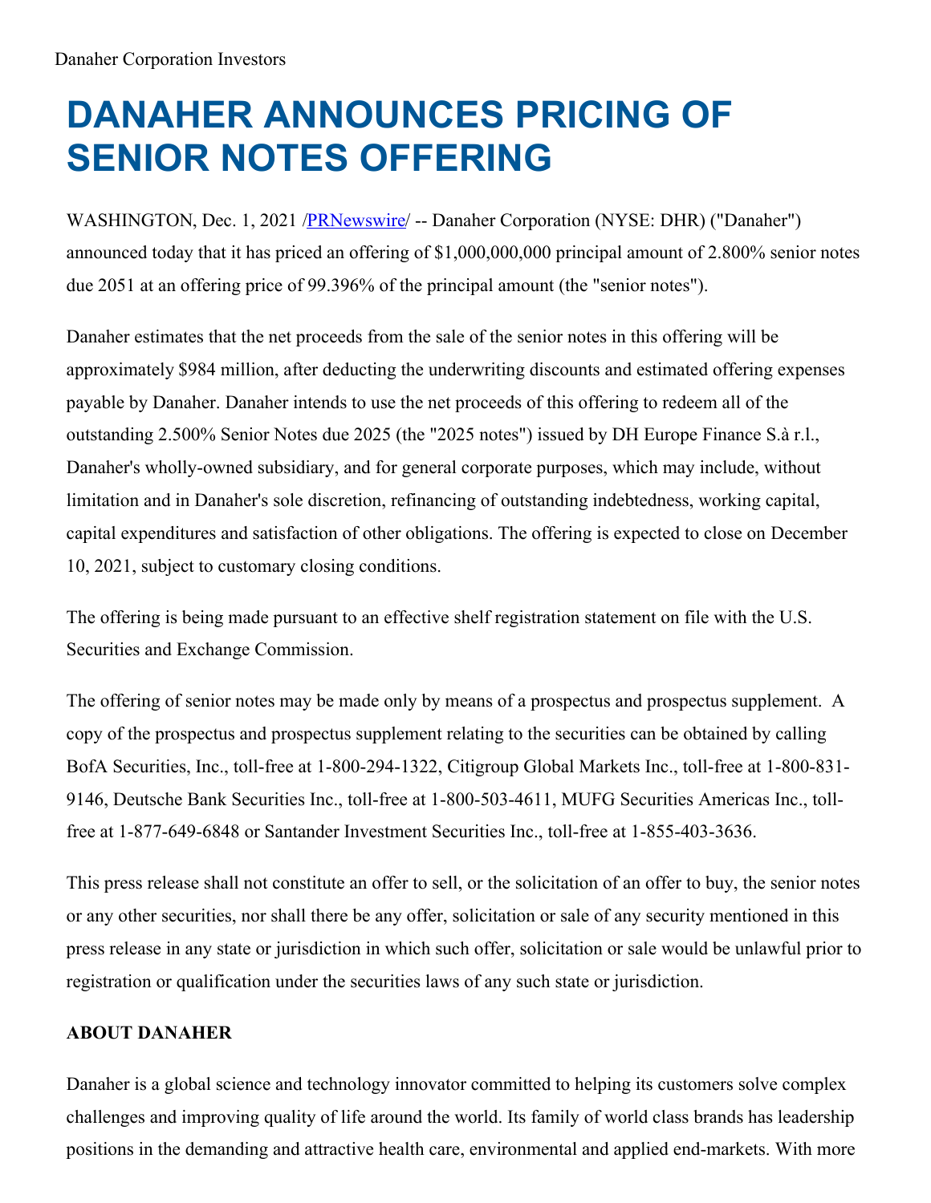Danaher Corporation Investors

# DANAHER ANNOUNCES PRICING OF SENIOR NOTES OFFERING

WASHINGTON, Dec. 1, 2021 /PRNewswire/ -- Danaher Corporation (NYSE: DHR) ("Danaher") announced today that it has priced an offering of $1,000,000,000 principal amount of 2.800% senior notes due 2051 at an offering price of 99.396% of the principal amount (the "senior notes").

Danaher estimates that the net proceeds from the sale of the senior notes in this offering will be approximately $984 million, after deducting the underwriting discounts and estimated offering expenses payable by Danaher. Danaher intends to use the net proceeds of this offering to redeem all of the outstanding 2.500% Senior Notes due 2025 (the "2025 notes") issued by DH Europe Finance S.à r.l., Danaher's wholly-owned subsidiary, and for general corporate purposes, which may include, without limitation and in Danaher's sole discretion, refinancing of outstanding indebtedness, working capital, capital expenditures and satisfaction of other obligations. The offering is expected to close on December 10, 2021, subject to customary closing conditions.

The offering is being made pursuant to an effective shelf registration statement on file with the U.S. Securities and Exchange Commission.

The offering of senior notes may be made only by means of a prospectus and prospectus supplement. A copy of the prospectus and prospectus supplement relating to the securities can be obtained by calling BofA Securities, Inc., toll-free at 1-800-294-1322, Citigroup Global Markets Inc., toll-free at 1-800-831-9146, Deutsche Bank Securities Inc., toll-free at 1-800-503-4611, MUFG Securities Americas Inc., toll-free at 1-877-649-6848 or Santander Investment Securities Inc., toll-free at 1-855-403-3636.

This press release shall not constitute an offer to sell, or the solicitation of an offer to buy, the senior notes or any other securities, nor shall there be any offer, solicitation or sale of any security mentioned in this press release in any state or jurisdiction in which such offer, solicitation or sale would be unlawful prior to registration or qualification under the securities laws of any such state or jurisdiction.

**ABOUT DANAHER**

Danaher is a global science and technology innovator committed to helping its customers solve complex challenges and improving quality of life around the world. Its family of world class brands has leadership positions in the demanding and attractive health care, environmental and applied end-markets. With more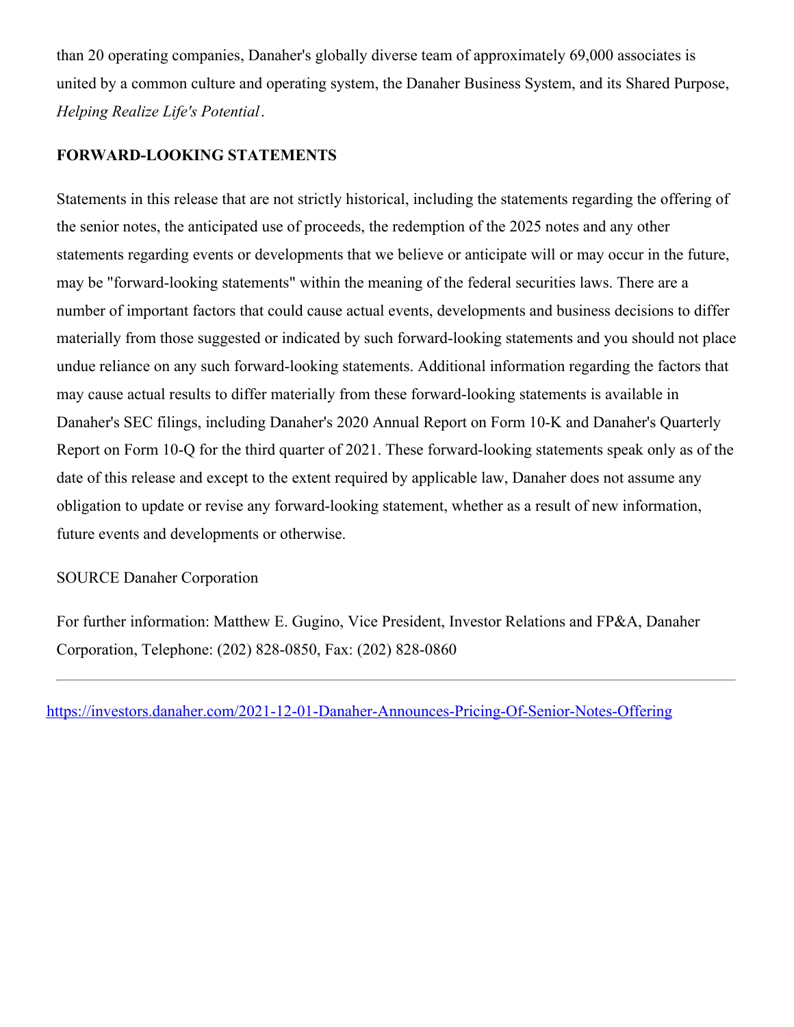than 20 operating companies, Danaher's globally diverse team of approximately 69,000 associates is united by a common culture and operating system, the Danaher Business System, and its Shared Purpose, *Helping Realize Life's Potential*.

**FORWARD-LOOKING STATEMENTS**

Statements in this release that are not strictly historical, including the statements regarding the offering of the senior notes, the anticipated use of proceeds, the redemption of the 2025 notes and any other statements regarding events or developments that we believe or anticipate will or may occur in the future, may be "forward-looking statements" within the meaning of the federal securities laws. There are a number of important factors that could cause actual events, developments and business decisions to differ materially from those suggested or indicated by such forward-looking statements and you should not place undue reliance on any such forward-looking statements. Additional information regarding the factors that may cause actual results to differ materially from these forward-looking statements is available in Danaher's SEC filings, including Danaher's 2020 Annual Report on Form 10-K and Danaher's Quarterly Report on Form 10-Q for the third quarter of 2021. These forward-looking statements speak only as of the date of this release and except to the extent required by applicable law, Danaher does not assume any obligation to update or revise any forward-looking statement, whether as a result of new information, future events and developments or otherwise.

SOURCE Danaher Corporation

For further information: Matthew E. Gugino, Vice President, Investor Relations and FP&A, Danaher Corporation, Telephone: (202) 828-0850, Fax: (202) 828-0860

---

https://investors.danaher.com/2021-12-01-Danaher-Announces-Pricing-Of-Senior-Notes-Offering